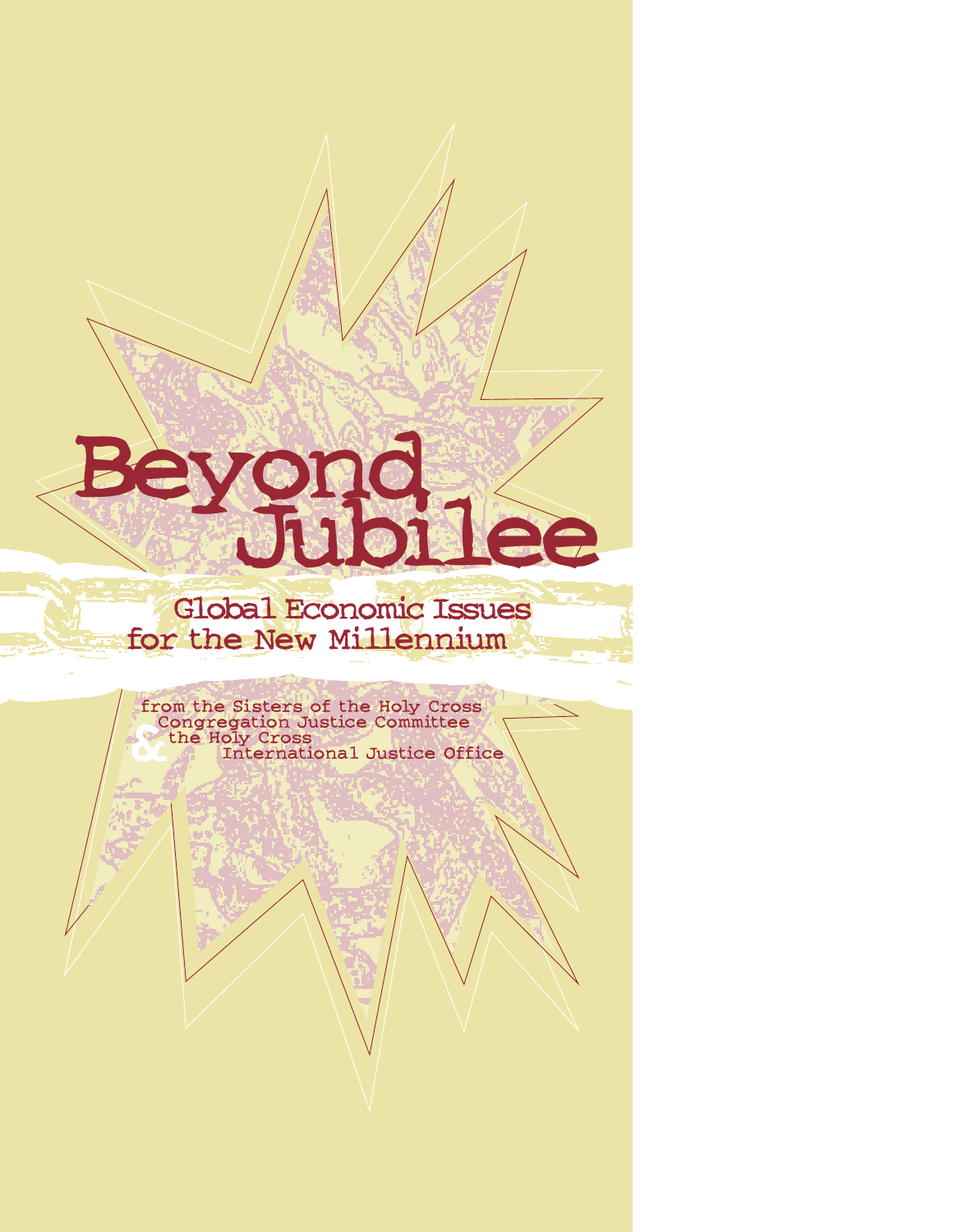# Beyond Jubilee

## Global Economic Issues for the New Millennium

from the Sisters of the Holy Cross Congregation Justice Committee
& the Holy Cross International Justice Office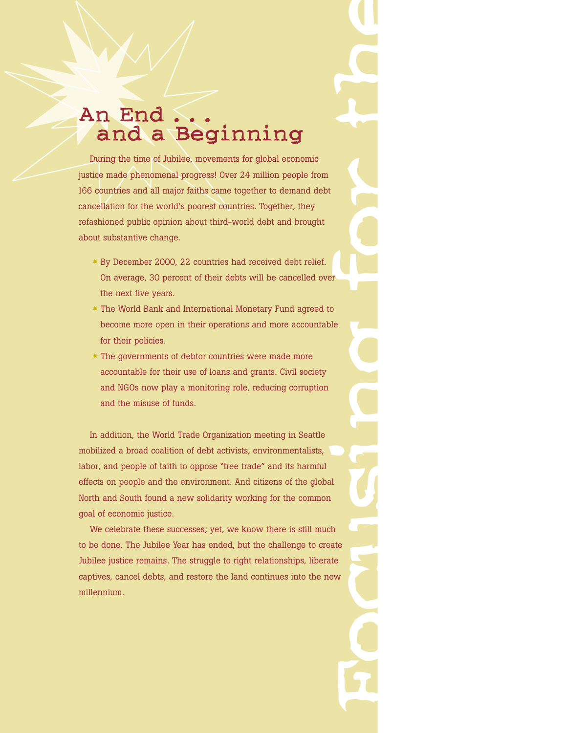# An End . . . and a Beginning

During the time of Jubilee, movements for global economic justice made phenomenal progress! Over 24 million people from 166 countries and all major faiths came together to demand debt cancellation for the world's poorest countries. Together, they refashioned public opinion about third-world debt and brought about substantive change.

- By December 2000, 22 countries had received debt relief. On average, 30 percent of their debts will be cancelled over the next five years.
- The World Bank and International Monetary Fund agreed to become more open in their operations and more accountable for their policies.
- The governments of debtor countries were made more accountable for their use of loans and grants. Civil society and NGOs now play a monitoring role, reducing corruption and the misuse of funds.

In addition, the World Trade Organization meeting in Seattle mobilized a broad coalition of debt activists, environmentalists, labor, and people of faith to oppose "free trade" and its harmful effects on people and the environment. And citizens of the global North and South found a new solidarity working for the common goal of economic justice.

We celebrate these successes; yet, we know there is still much to be done. The Jubilee Year has ended, but the challenge to create Jubilee justice remains. The struggle to right relationships, liberate captives, cancel debts, and restore the land continues into the new millennium.

Focusing for the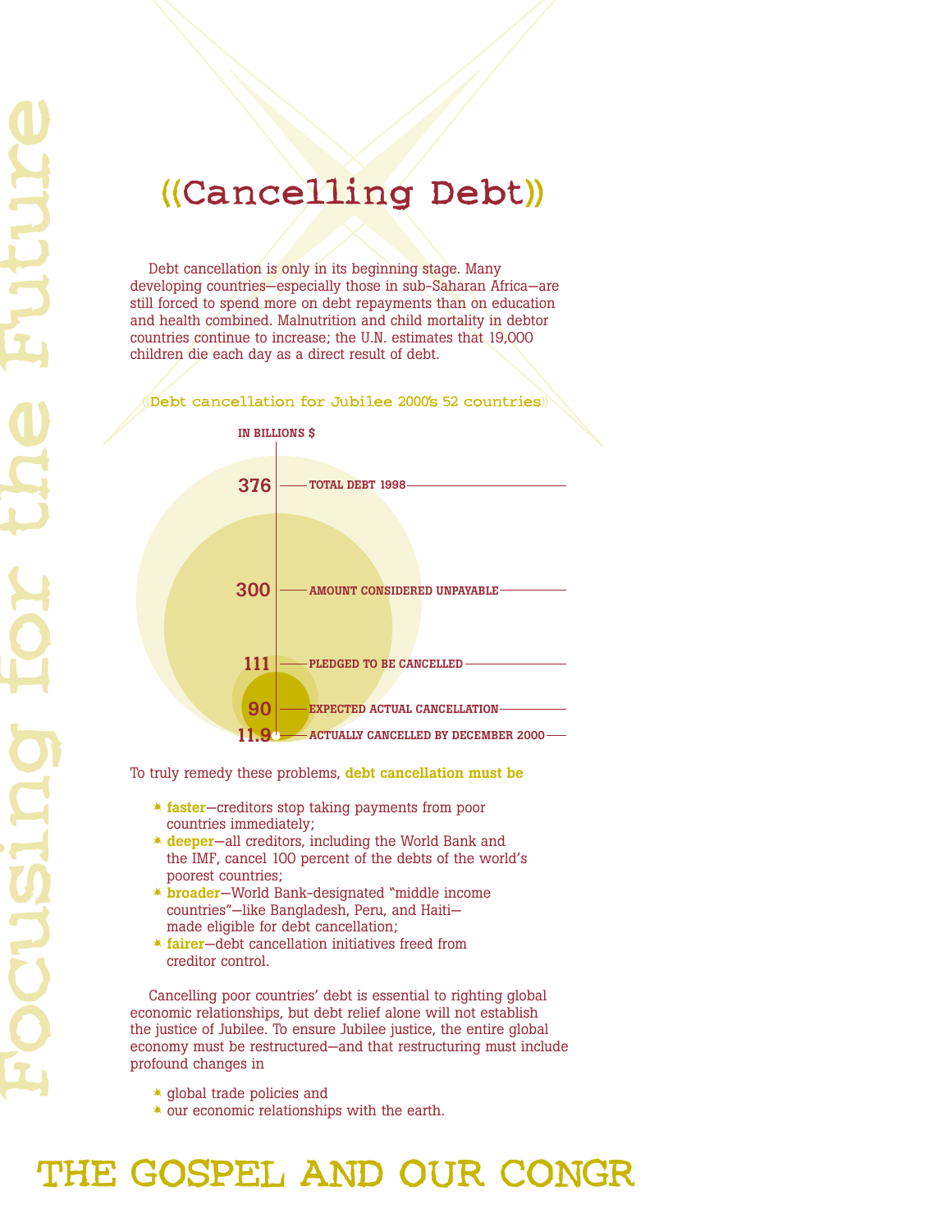# ((Cancelling Debt))

Debt cancellation is only in its beginning stage. Many developing countries—especially those in sub-Saharan Africa—are still forced to spend more on debt repayments than on education and health combined. Malnutrition and child mortality in debtor countries continue to increase; the U.N. estimates that 19,000 children die each day as a direct result of debt.

## ((Debt cancellation for Jubilee 2000's 52 countries))

IN BILLIONS $

| Amount | Category |
|---|---|
| 376 | TOTAL DEBT 1998 |
| 300 | AMOUNT CONSIDERED UNPAYABLE |
| 111 | PLEDGED TO BE CANCELLED |
| 90 | EXPECTED ACTUAL CANCELLATION |
| 11.9 | ACTUALLY CANCELLED BY DECEMBER 2000 |

To truly remedy these problems, **debt cancellation must be**

- **faster**—creditors stop taking payments from poor countries immediately;
- **deeper**—all creditors, including the World Bank and the IMF, cancel 100 percent of the debts of the world's poorest countries;
- **broader**—World Bank-designated "middle income countries"—like Bangladesh, Peru, and Haiti—made eligible for debt cancellation;
- **fairer**—debt cancellation initiatives freed from creditor control.

Cancelling poor countries' debt is essential to righting global economic relationships, but debt relief alone will not establish the justice of Jubilee. To ensure Jubilee justice, the entire global economy must be restructured—and that restructuring must include profound changes in

- global trade policies and
- our economic relationships with the earth.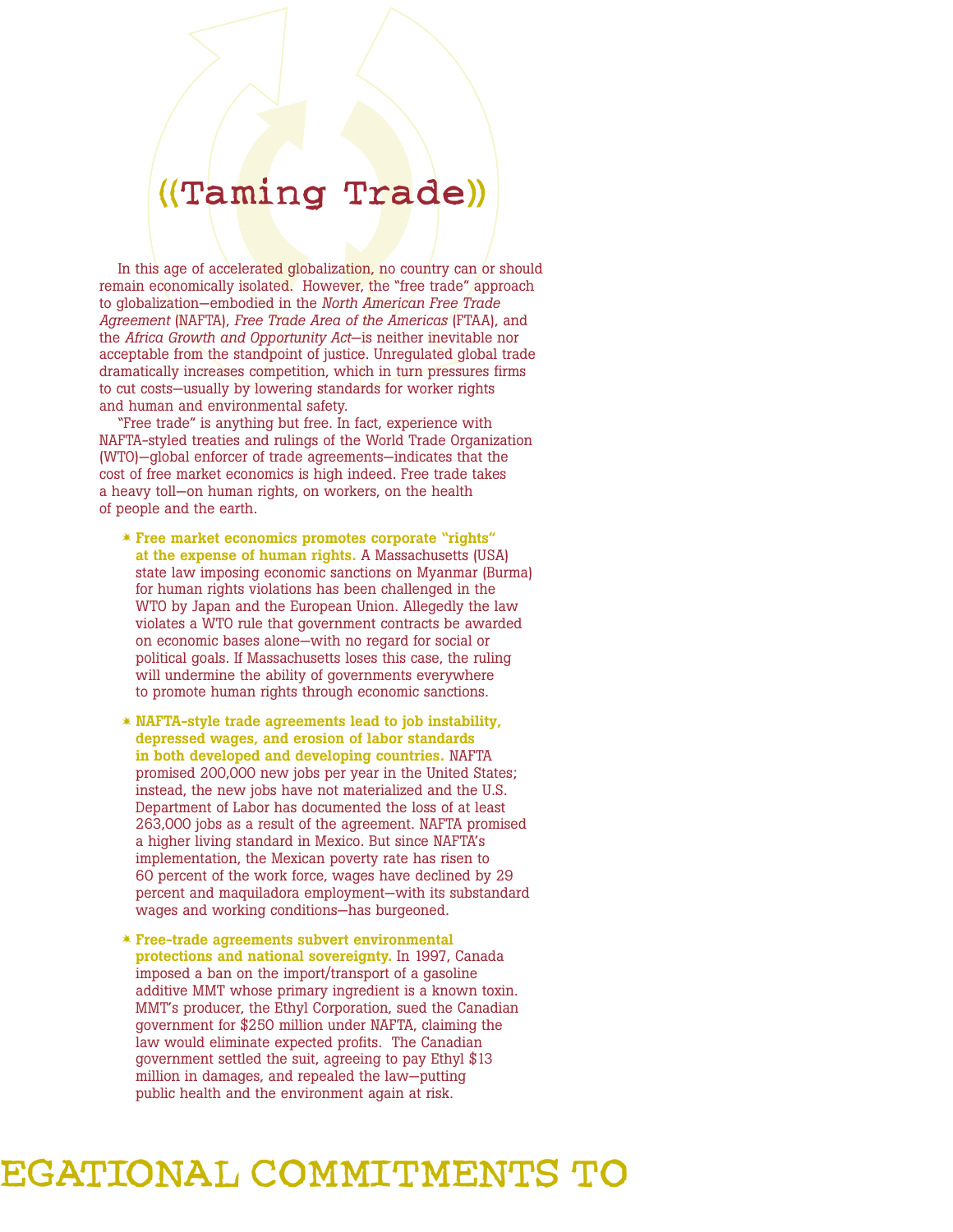# ((Taming Trade))

In this age of accelerated globalization, no country can or should remain economically isolated. However, the "free trade" approach to globalization—embodied in the *North American Free Trade Agreement* (NAFTA), *Free Trade Area of the Americas* (FTAA), and the *Africa Growth and Opportunity Act*—is neither inevitable nor acceptable from the standpoint of justice. Unregulated global trade dramatically increases competition, which in turn pressures firms to cut costs—usually by lowering standards for worker rights and human and environmental safety.

"Free trade" is anything but free. In fact, experience with NAFTA-styled treaties and rulings of the World Trade Organization (WTO)—global enforcer of trade agreements—indicates that the cost of free market economics is high indeed. Free trade takes a heavy toll—on human rights, on workers, on the health of people and the earth.

- **Free market economics promotes corporate "rights" at the expense of human rights.** A Massachusetts (USA) state law imposing economic sanctions on Myanmar (Burma) for human rights violations has been challenged in the WTO by Japan and the European Union. Allegedly the law violates a WTO rule that government contracts be awarded on economic bases alone—with no regard for social or political goals. If Massachusetts loses this case, the ruling will undermine the ability of governments everywhere to promote human rights through economic sanctions.

- **NAFTA-style trade agreements lead to job instability, depressed wages, and erosion of labor standards in both developed and developing countries.** NAFTA promised 200,000 new jobs per year in the United States; instead, the new jobs have not materialized and the U.S. Department of Labor has documented the loss of at least 263,000 jobs as a result of the agreement. NAFTA promised a higher living standard in Mexico. But since NAFTA's implementation, the Mexican poverty rate has risen to 60 percent of the work force, wages have declined by 29 percent and maquiladora employment—with its substandard wages and working conditions—has burgeoned.

- **Free-trade agreements subvert environmental protections and national sovereignty.** In 1997, Canada imposed a ban on the import/transport of a gasoline additive MMT whose primary ingredient is a known toxin. MMT's producer, the Ethyl Corporation, sued the Canadian government for $250 million under NAFTA, claiming the law would eliminate expected profits. The Canadian government settled the suit, agreeing to pay Ethyl $13 million in damages, and repealed the law—putting public health and the environment again at risk.

EGATIONAL COMMITMENTS TO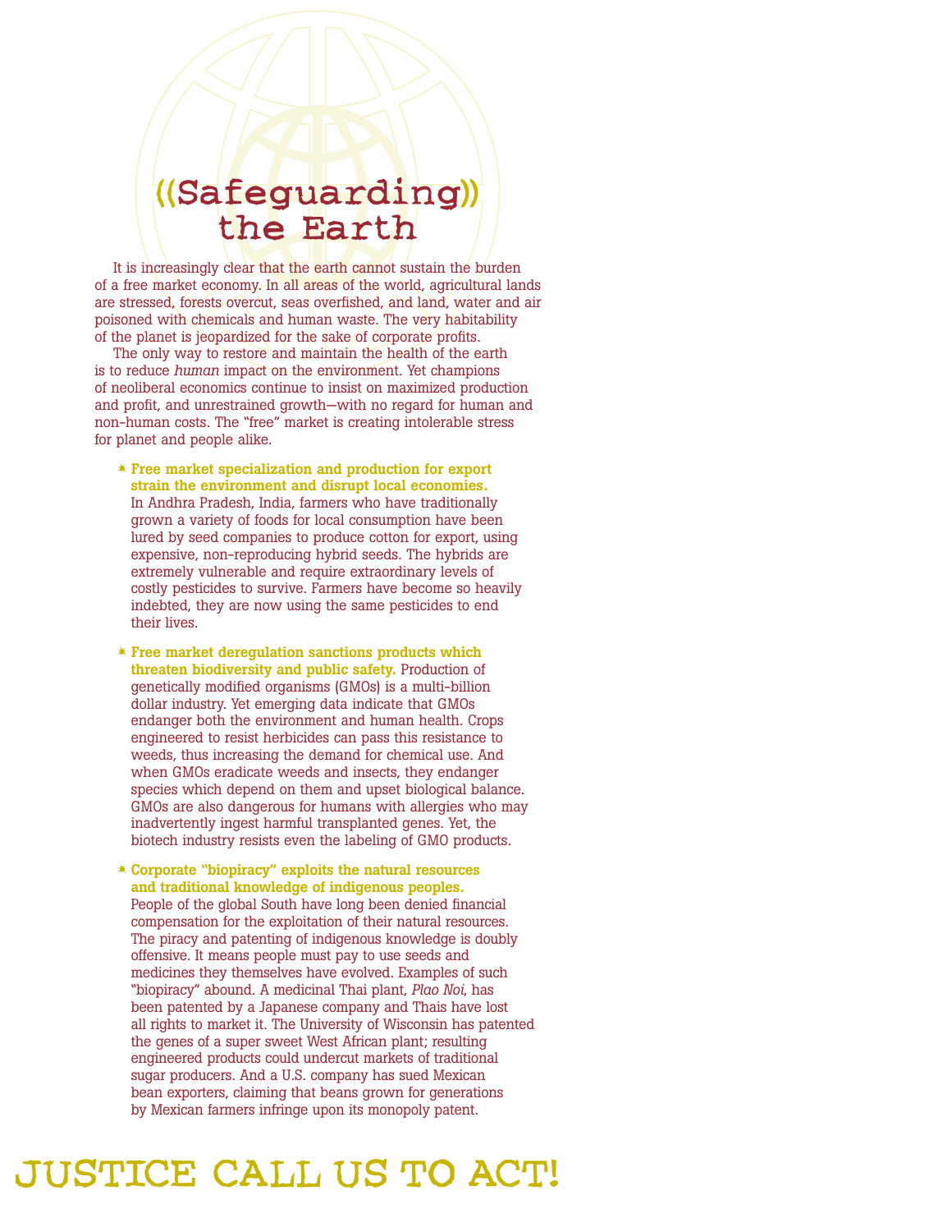# ((Safeguarding)) the Earth

It is increasingly clear that the earth cannot sustain the burden of a free market economy. In all areas of the world, agricultural lands are stressed, forests overcut, seas overfished, and land, water and air poisoned with chemicals and human waste. The very habitability of the planet is jeopardized for the sake of corporate profits.

The only way to restore and maintain the health of the earth is to reduce *human* impact on the environment. Yet champions of neoliberal economics continue to insist on maximized production and profit, and unrestrained growth—with no regard for human and non-human costs. The "free" market is creating intolerable stress for planet and people alike.

- **Free market specialization and production for export strain the environment and disrupt local economies.** In Andhra Pradesh, India, farmers who have traditionally grown a variety of foods for local consumption have been lured by seed companies to produce cotton for export, using expensive, non-reproducing hybrid seeds. The hybrids are extremely vulnerable and require extraordinary levels of costly pesticides to survive. Farmers have become so heavily indebted, they are now using the same pesticides to end their lives.

- **Free market deregulation sanctions products which threaten biodiversity and public safety.** Production of genetically modified organisms (GMOs) is a multi-billion dollar industry. Yet emerging data indicate that GMOs endanger both the environment and human health. Crops engineered to resist herbicides can pass this resistance to weeds, thus increasing the demand for chemical use. And when GMOs eradicate weeds and insects, they endanger species which depend on them and upset biological balance. GMOs are also dangerous for humans with allergies who may inadvertently ingest harmful transplanted genes. Yet, the biotech industry resists even the labeling of GMO products.

- **Corporate "biopiracy" exploits the natural resources and traditional knowledge of indigenous peoples.** People of the global South have long been denied financial compensation for the exploitation of their natural resources. The piracy and patenting of indigenous knowledge is doubly offensive. It means people must pay to use seeds and medicines they themselves have evolved. Examples of such "biopiracy" abound. A medicinal Thai plant, *Plao Noi*, has been patented by a Japanese company and Thais have lost all rights to market it. The University of Wisconsin has patented the genes of a super sweet West African plant; resulting engineered products could undercut markets of traditional sugar producers. And a U.S. company has sued Mexican bean exporters, claiming that beans grown for generations by Mexican farmers infringe upon its monopoly patent.

JUSTICE CALL US TO ACT!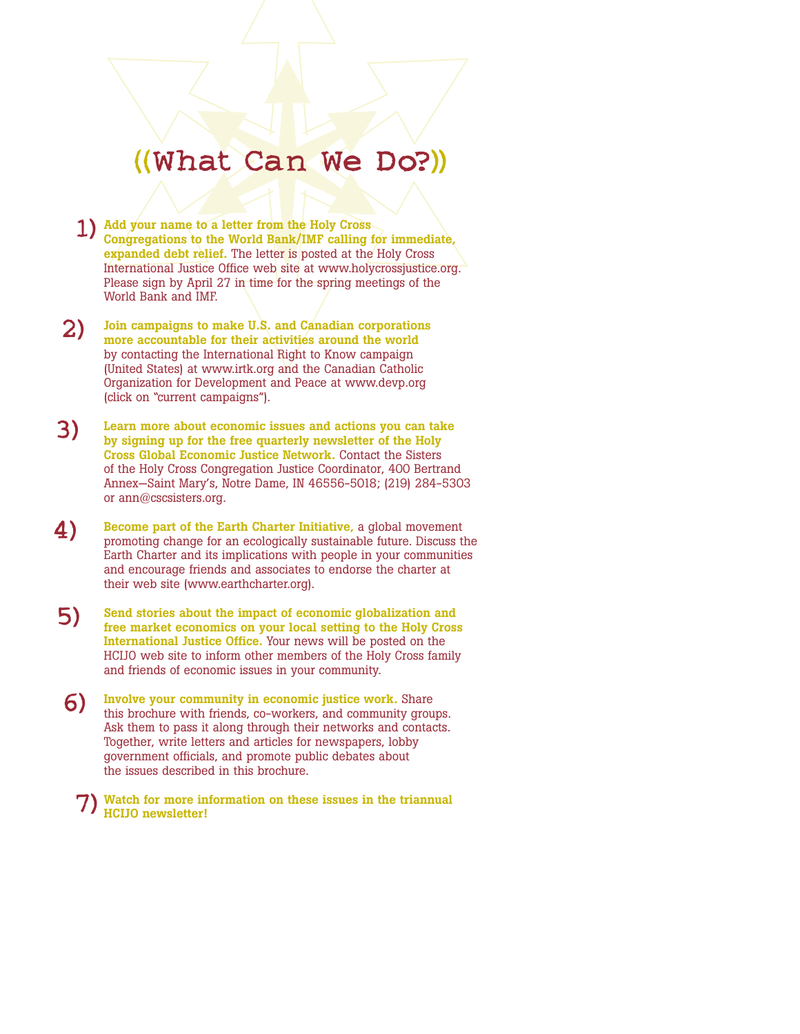# ((What Can We Do?))

1) **Add your name to a letter from the Holy Cross Congregations to the World Bank/IMF calling for immediate, expanded debt relief.** The letter is posted at the Holy Cross International Justice Office web site at www.holycrossjustice.org. Please sign by April 27 in time for the spring meetings of the World Bank and IMF.

2) **Join campaigns to make U.S. and Canadian corporations more accountable for their activities around the world** by contacting the International Right to Know campaign (United States) at www.irtk.org and the Canadian Catholic Organization for Development and Peace at www.devp.org (click on "current campaigns").

3) **Learn more about economic issues and actions you can take by signing up for the free quarterly newsletter of the Holy Cross Global Economic Justice Network.** Contact the Sisters of the Holy Cross Congregation Justice Coordinator, 400 Bertrand Annex—Saint Mary's, Notre Dame, IN 46556-5018; (219) 284-5303 or ann@cscsisters.org.

4) **Become part of the Earth Charter Initiative,** a global movement promoting change for an ecologically sustainable future. Discuss the Earth Charter and its implications with people in your communities and encourage friends and associates to endorse the charter at their web site (www.earthcharter.org).

5) **Send stories about the impact of economic globalization and free market economics on your local setting to the Holy Cross International Justice Office.** Your news will be posted on the HCIJO web site to inform other members of the Holy Cross family and friends of economic issues in your community.

6) **Involve your community in economic justice work.** Share this brochure with friends, co-workers, and community groups. Ask them to pass it along through their networks and contacts. Together, write letters and articles for newspapers, lobby government officials, and promote public debates about the issues described in this brochure.

7) **Watch for more information on these issues in the triannual HCIJO newsletter!**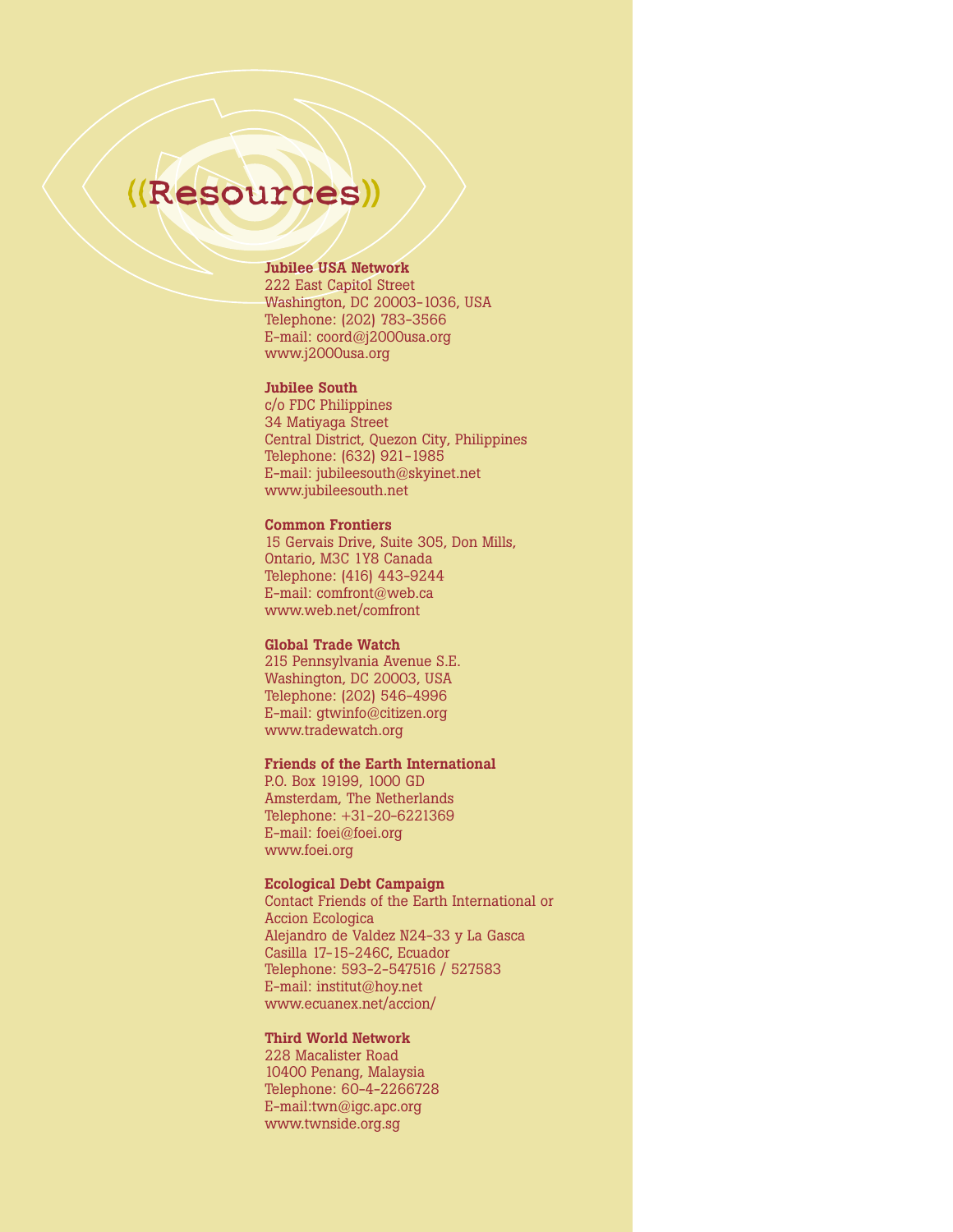# ((Resources))

**Jubilee USA Network**
222 East Capitol Street
Washington, DC 20003-1036, USA
Telephone: (202) 783-3566
E-mail: coord@j2000usa.org
www.j2000usa.org

**Jubilee South**
c/o FDC Philippines
34 Matiyaga Street
Central District, Quezon City, Philippines
Telephone: (632) 921-1985
E-mail: jubileesouth@skyinet.net
www.jubileesouth.net

**Common Frontiers**
15 Gervais Drive, Suite 305, Don Mills,
Ontario, M3C 1Y8 Canada
Telephone: (416) 443-9244
E-mail: comfront@web.ca
www.web.net/comfront

**Global Trade Watch**
215 Pennsylvania Avenue S.E.
Washington, DC 20003, USA
Telephone: (202) 546-4996
E-mail: gtwinfo@citizen.org
www.tradewatch.org

**Friends of the Earth International**
P.O. Box 19199, 1000 GD
Amsterdam, The Netherlands
Telephone: +31-20-6221369
E-mail: foei@foei.org
www.foei.org

**Ecological Debt Campaign**
Contact Friends of the Earth International or
Accion Ecologica
Alejandro de Valdez N24-33 y La Gasca
Casilla 17-15-246C, Ecuador
Telephone: 593-2-547516 / 527583
E-mail: institut@hoy.net
www.ecuanex.net/accion/

**Third World Network**
228 Macalister Road
10400 Penang, Malaysia
Telephone: 60-4-2266728
E-mail:twn@igc.apc.org
www.twnside.org.sg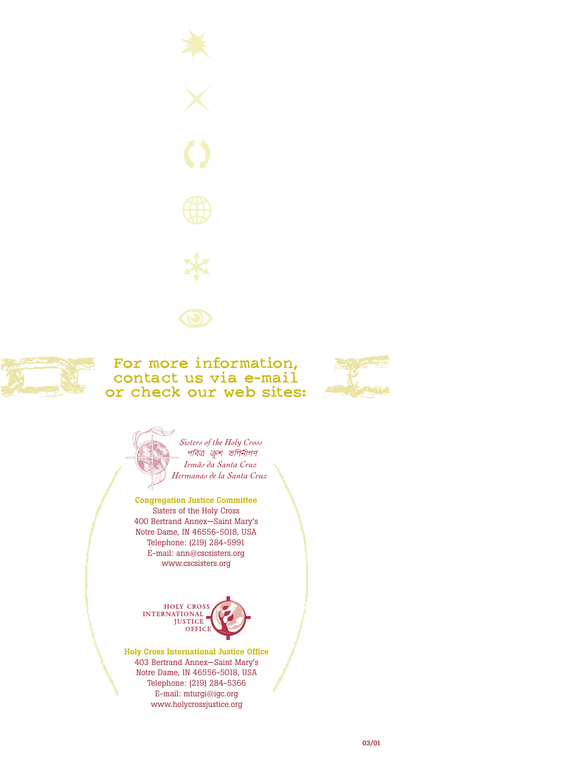## For more information, contact us via e-mail or check our web sites:

*Sisters of the Holy Cross*
*পবিত্র ক্রুশ ভগিনীগণ*
*Irmãs da Santa Cruz*
*Hermanas de la Santa Cruz*

**Congregation Justice Committee**
Sisters of the Holy Cross
400 Bertrand Annex—Saint Mary's
Notre Dame, IN 46556-5018, USA
Telephone: (219) 284-5991
E-mail: ann@cscsisters.org
www.cscsisters.org

HOLY CROSS INTERNATIONAL JUSTICE OFFICE

**Holy Cross International Justice Office**
403 Bertrand Annex—Saint Mary's
Notre Dame, IN 46556-5018, USA
Telephone: (219) 284-5366
E-mail: mturgi@igc.org
www.holycrossjustice.org

03/01